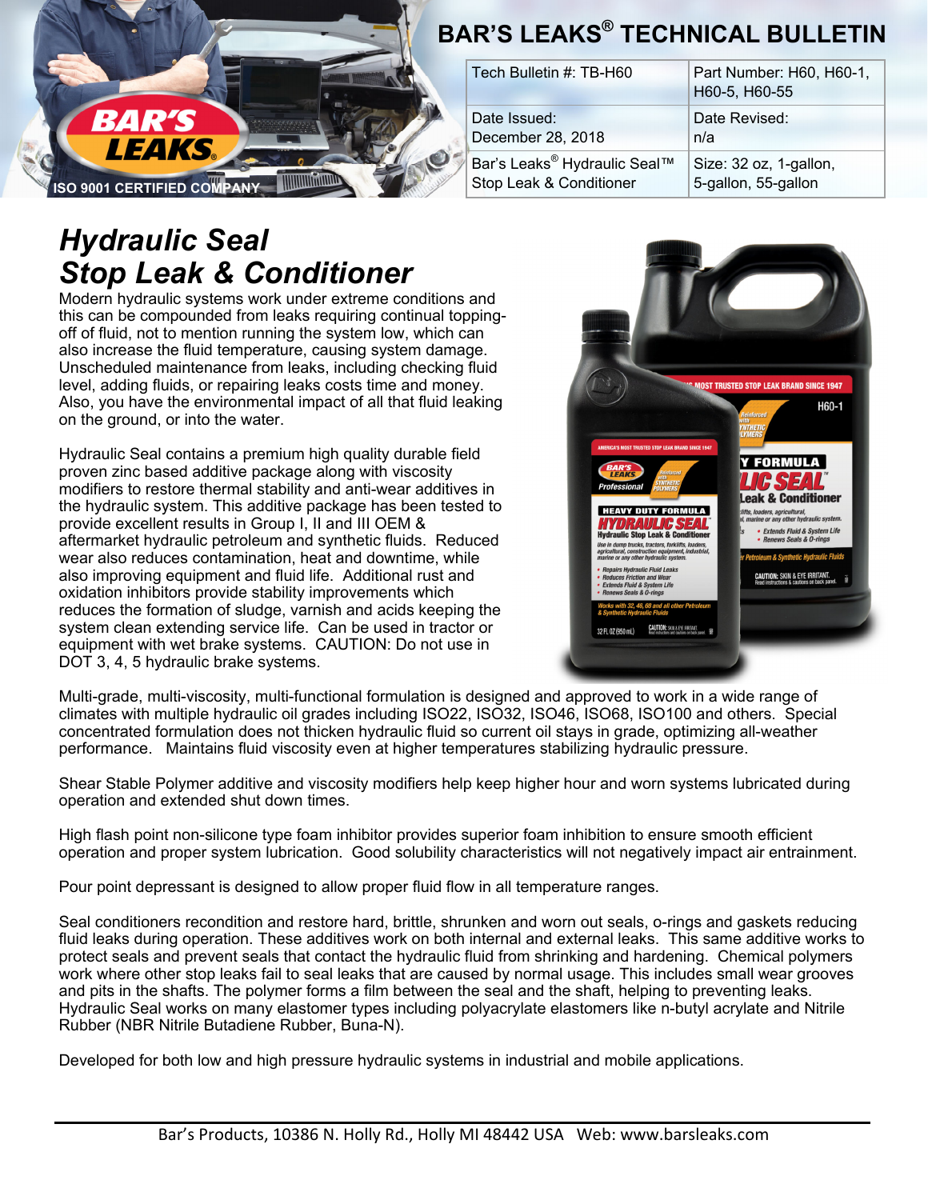# BAR'S LEAKS® TECHNICAL BULLETIN

| Tech Bulletin #: TB-H60 | Part Number: H60, H60-1, H60-5, H60-55 |
| --- | --- |
| Date Issued: December 28, 2018 | Date Revised: n/a |
| Bar's Leaks® Hydraulic Seal™ Stop Leak & Conditioner | Size: 32 oz, 1-gallon, 5-gallon, 55-gallon |

## *Hydraulic Seal Stop Leak & Conditioner*

Modern hydraulic systems work under extreme conditions and this can be compounded from leaks requiring continual topping-off of fluid, not to mention running the system low, which can also increase the fluid temperature, causing system damage. Unscheduled maintenance from leaks, including checking fluid level, adding fluids, or repairing leaks costs time and money. Also, you have the environmental impact of all that fluid leaking on the ground, or into the water.

Hydraulic Seal contains a premium high quality durable field proven zinc based additive package along with viscosity modifiers to restore thermal stability and anti-wear additives in the hydraulic system. This additive package has been tested to provide excellent results in Group I, II and III OEM & aftermarket hydraulic petroleum and synthetic fluids. Reduced wear also reduces contamination, heat and downtime, while also improving equipment and fluid life. Additional rust and oxidation inhibitors provide stability improvements which reduces the formation of sludge, varnish and acids keeping the system clean extending service life. Can be used in tractor or equipment with wet brake systems. CAUTION: Do not use in DOT 3, 4, 5 hydraulic brake systems.

Multi-grade, multi-viscosity, multi-functional formulation is designed and approved to work in a wide range of climates with multiple hydraulic oil grades including ISO22, ISO32, ISO46, ISO68, ISO100 and others. Special concentrated formulation does not thicken hydraulic fluid so current oil stays in grade, optimizing all-weather performance. Maintains fluid viscosity even at higher temperatures stabilizing hydraulic pressure.

Shear Stable Polymer additive and viscosity modifiers help keep higher hour and worn systems lubricated during operation and extended shut down times.

High flash point non-silicone type foam inhibitor provides superior foam inhibition to ensure smooth efficient operation and proper system lubrication. Good solubility characteristics will not negatively impact air entrainment.

Pour point depressant is designed to allow proper fluid flow in all temperature ranges.

Seal conditioners recondition and restore hard, brittle, shrunken and worn out seals, o-rings and gaskets reducing fluid leaks during operation. These additives work on both internal and external leaks. This same additive works to protect seals and prevent seals that contact the hydraulic fluid from shrinking and hardening. Chemical polymers work where other stop leaks fail to seal leaks that are caused by normal usage. This includes small wear grooves and pits in the shafts. The polymer forms a film between the seal and the shaft, helping to preventing leaks. Hydraulic Seal works on many elastomer types including polyacrylate elastomers like n-butyl acrylate and Nitrile Rubber (NBR Nitrile Butadiene Rubber, Buna-N).

Developed for both low and high pressure hydraulic systems in industrial and mobile applications.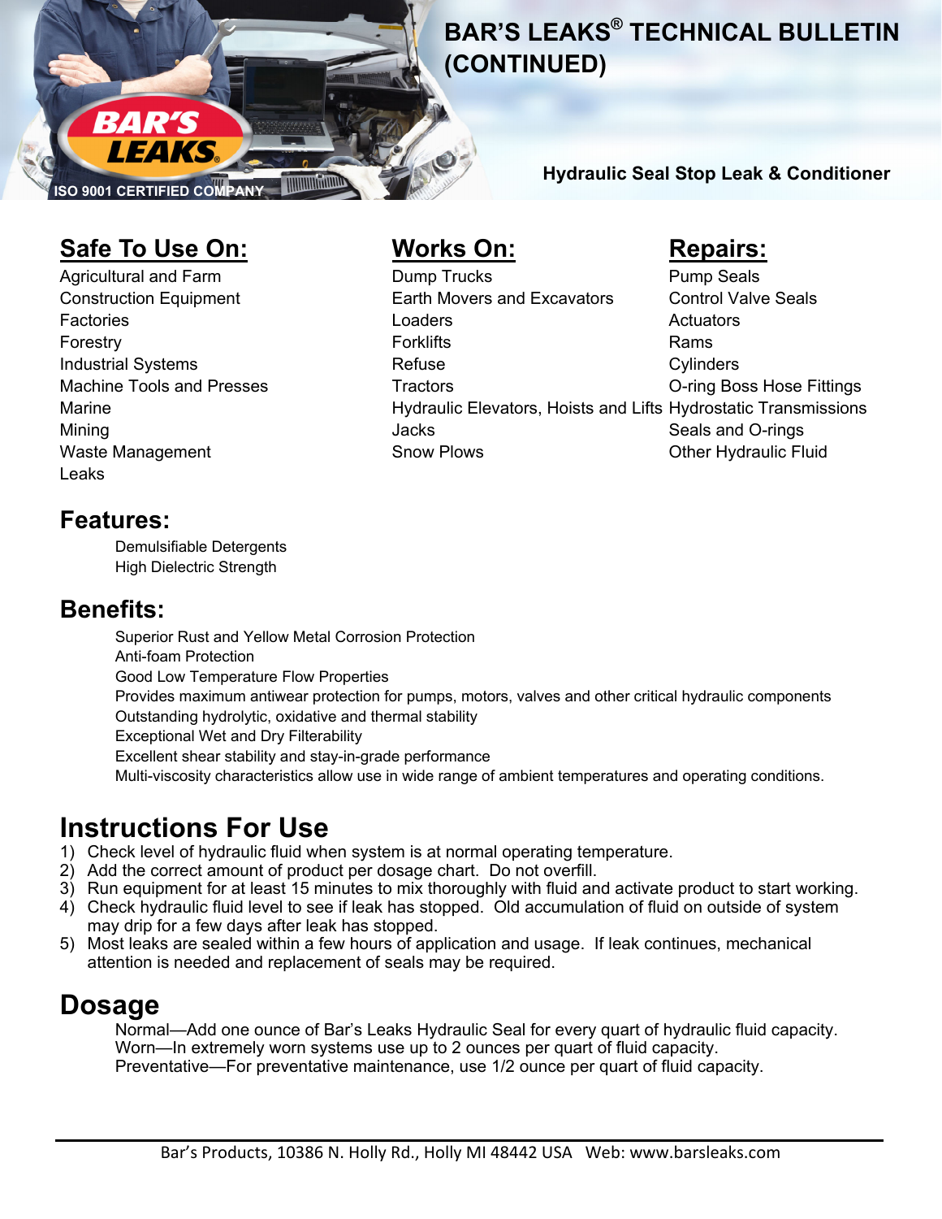# BAR'S LEAKS® TECHNICAL BULLETIN (CONTINUED)

ISO 9001 CERTIFIED COMPANY

**Hydraulic Seal Stop Leak & Conditioner**

## Safe To Use On:

Agricultural and Farm
Construction Equipment
Factories
Forestry
Industrial Systems
Machine Tools and Presses
Marine
Mining
Waste Management
Leaks

## Works On:

Dump Trucks
Earth Movers and Excavators
Loaders
Forklifts
Refuse
Tractors
Hydraulic Elevators, Hoists and Lifts
Jacks
Snow Plows

## Repairs:

Pump Seals
Control Valve Seals
Actuators
Rams
Cylinders
O-ring Boss Hose Fittings
Hydrostatic Transmissions
Seals and O-rings
Other Hydraulic Fluid

## Features:

Demulsifiable Detergents
High Dielectric Strength

## Benefits:

Superior Rust and Yellow Metal Corrosion Protection
Anti-foam Protection
Good Low Temperature Flow Properties
Provides maximum antiwear protection for pumps, motors, valves and other critical hydraulic components
Outstanding hydrolytic, oxidative and thermal stability
Exceptional Wet and Dry Filterability
Excellent shear stability and stay-in-grade performance
Multi-viscosity characteristics allow use in wide range of ambient temperatures and operating conditions.

## Instructions For Use

1) Check level of hydraulic fluid when system is at normal operating temperature.
2) Add the correct amount of product per dosage chart. Do not overfill.
3) Run equipment for at least 15 minutes to mix thoroughly with fluid and activate product to start working.
4) Check hydraulic fluid level to see if leak has stopped. Old accumulation of fluid on outside of system may drip for a few days after leak has stopped.
5) Most leaks are sealed within a few hours of application and usage. If leak continues, mechanical attention is needed and replacement of seals may be required.

## Dosage

Normal—Add one ounce of Bar's Leaks Hydraulic Seal for every quart of hydraulic fluid capacity.
Worn—In extremely worn systems use up to 2 ounces per quart of fluid capacity.
Preventative—For preventative maintenance, use 1/2 ounce per quart of fluid capacity.

Bar's Products, 10386 N. Holly Rd., Holly MI 48442 USA Web: www.barsleaks.com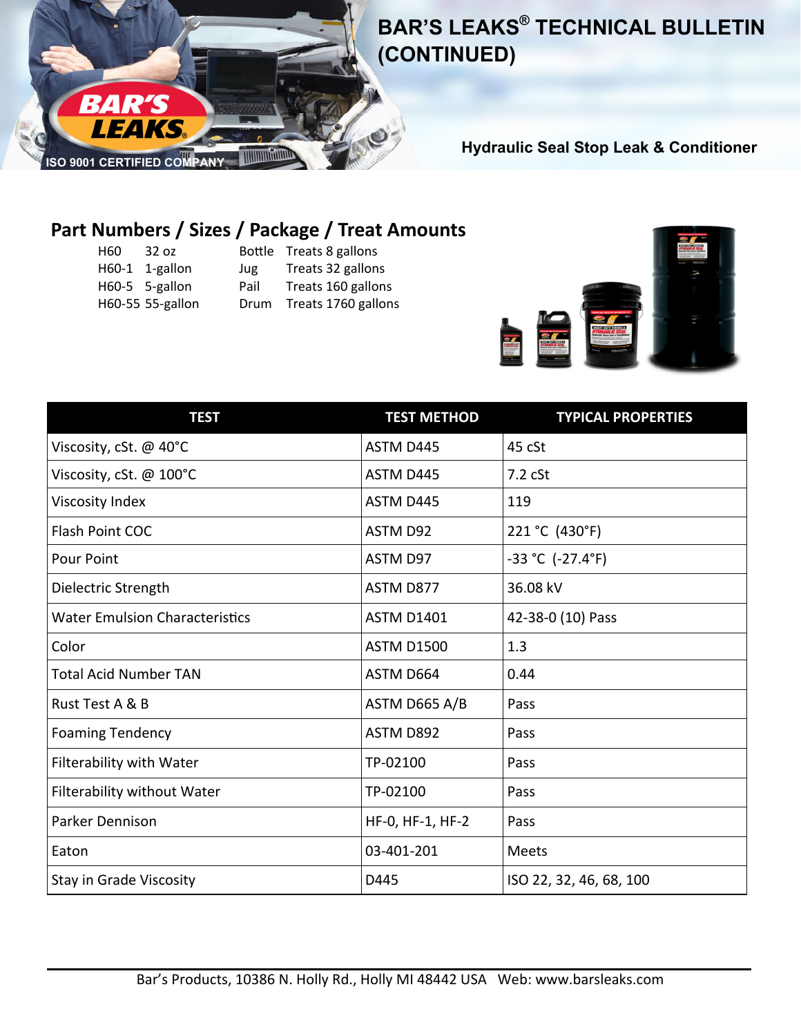# BAR'S LEAKS® TECHNICAL BULLETIN (CONTINUED)

**Hydraulic Seal Stop Leak & Conditioner**

## Part Numbers / Sizes / Package / Treat Amounts

| | | | |
|---|---|---|---|
| H60 | 32 oz | Bottle | Treats 8 gallons |
| H60-1 | 1-gallon | Jug | Treats 32 gallons |
| H60-5 | 5-gallon | Pail | Treats 160 gallons |
| H60-55 | 55-gallon | Drum | Treats 1760 gallons |

| TEST | TEST METHOD | TYPICAL PROPERTIES |
|---|---|---|
| Viscosity, cSt. @ 40°C | ASTM D445 | 45 cSt |
| Viscosity, cSt. @ 100°C | ASTM D445 | 7.2 cSt |
| Viscosity Index | ASTM D445 | 119 |
| Flash Point COC | ASTM D92 | 221 °C (430°F) |
| Pour Point | ASTM D97 | -33 °C (-27.4°F) |
| Dielectric Strength | ASTM D877 | 36.08 kV |
| Water Emulsion Characteristics | ASTM D1401 | 42-38-0 (10) Pass |
| Color | ASTM D1500 | 1.3 |
| Total Acid Number TAN | ASTM D664 | 0.44 |
| Rust Test A & B | ASTM D665 A/B | Pass |
| Foaming Tendency | ASTM D892 | Pass |
| Filterability with Water | TP-02100 | Pass |
| Filterability without Water | TP-02100 | Pass |
| Parker Dennison | HF-0, HF-1, HF-2 | Pass |
| Eaton | 03-401-201 | Meets |
| Stay in Grade Viscosity | D445 | ISO 22, 32, 46, 68, 100 |

Bar's Products, 10386 N. Holly Rd., Holly MI 48442 USA Web: www.barsleaks.com